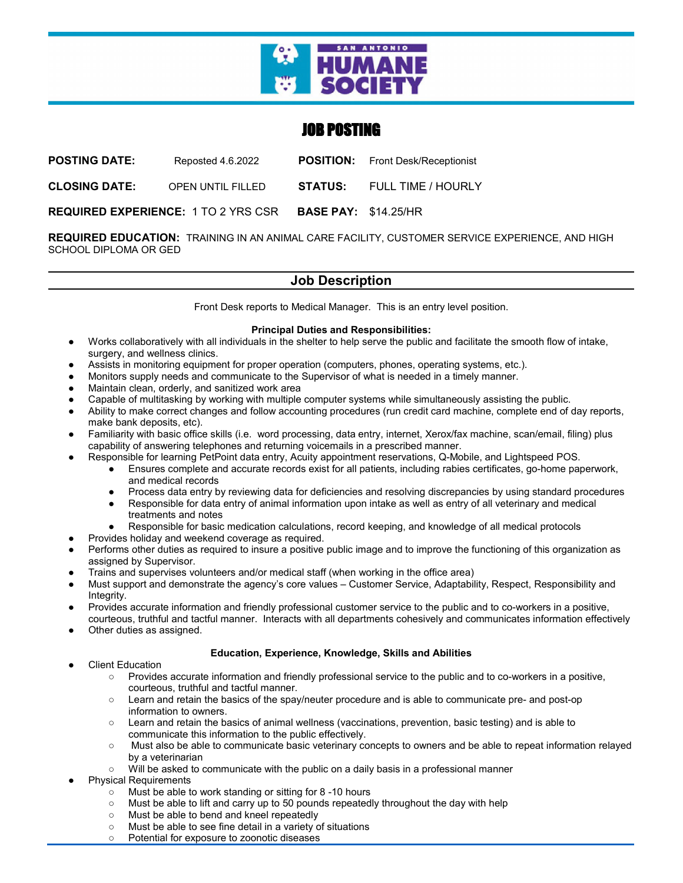SAN ANTONIO HUMANE SOCIETY

# JOB POSTING

**POSTING DATE:** Reposted 4.6.2022 **POSITION:** Front Desk/Receptionist

**CLOSING DATE:** OPEN UNTIL FILLED **STATUS:** FULL TIME / HOURLY

**REQUIRED EXPERIENCE:** 1 TO 2 YRS CSR **BASE PAY:** $14.25/HR

**REQUIRED EDUCATION:** TRAINING IN AN ANIMAL CARE FACILITY, CUSTOMER SERVICE EXPERIENCE, AND HIGH SCHOOL DIPLOMA OR GED

## Job Description

Front Desk reports to Medical Manager. This is an entry level position.

**Principal Duties and Responsibilities:**

- Works collaboratively with all individuals in the shelter to help serve the public and facilitate the smooth flow of intake, surgery, and wellness clinics.
- Assists in monitoring equipment for proper operation (computers, phones, operating systems, etc.).
- Monitors supply needs and communicate to the Supervisor of what is needed in a timely manner.
- Maintain clean, orderly, and sanitized work area
- Capable of multitasking by working with multiple computer systems while simultaneously assisting the public.
- Ability to make correct changes and follow accounting procedures (run credit card machine, complete end of day reports, make bank deposits, etc).
- Familiarity with basic office skills (i.e. word processing, data entry, internet, Xerox/fax machine, scan/email, filing) plus capability of answering telephones and returning voicemails in a prescribed manner.
- Responsible for learning PetPoint data entry, Acuity appointment reservations, Q-Mobile, and Lightspeed POS.
    - Ensures complete and accurate records exist for all patients, including rabies certificates, go-home paperwork, and medical records
    - Process data entry by reviewing data for deficiencies and resolving discrepancies by using standard procedures
    - Responsible for data entry of animal information upon intake as well as entry of all veterinary and medical treatments and notes
    - Responsible for basic medication calculations, record keeping, and knowledge of all medical protocols
- Provides holiday and weekend coverage as required.
- Performs other duties as required to insure a positive public image and to improve the functioning of this organization as assigned by Supervisor.
- Trains and supervises volunteers and/or medical staff (when working in the office area)
- Must support and demonstrate the agency's core values – Customer Service, Adaptability, Respect, Responsibility and Integrity.
- Provides accurate information and friendly professional customer service to the public and to co-workers in a positive, courteous, truthful and tactful manner. Interacts with all departments cohesively and communicates information effectively
- Other duties as assigned.

**Education, Experience, Knowledge, Skills and Abilities**

- Client Education
    - Provides accurate information and friendly professional service to the public and to co-workers in a positive, courteous, truthful and tactful manner.
    - Learn and retain the basics of the spay/neuter procedure and is able to communicate pre- and post-op information to owners.
    - Learn and retain the basics of animal wellness (vaccinations, prevention, basic testing) and is able to communicate this information to the public effectively.
    - Must also be able to communicate basic veterinary concepts to owners and be able to repeat information relayed by a veterinarian
    - Will be asked to communicate with the public on a daily basis in a professional manner
- Physical Requirements
    - Must be able to work standing or sitting for 8 -10 hours
    - Must be able to lift and carry up to 50 pounds repeatedly throughout the day with help
    - Must be able to bend and kneel repeatedly
    - Must be able to see fine detail in a variety of situations
    - Potential for exposure to zoonotic diseases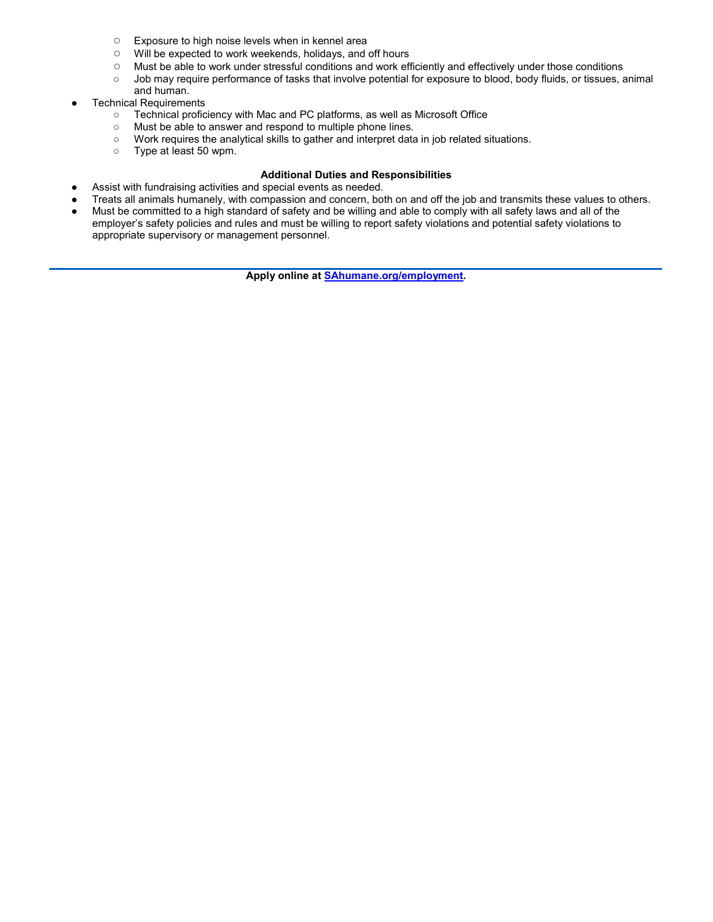- Exposure to high noise levels when in kennel area
  - Will be expected to work weekends, holidays, and off hours
  - Must be able to work under stressful conditions and work efficiently and effectively under those conditions
  - Job may require performance of tasks that involve potential for exposure to blood, body fluids, or tissues, animal and human.
- Technical Requirements
  - Technical proficiency with Mac and PC platforms, as well as Microsoft Office
  - Must be able to answer and respond to multiple phone lines.
  - Work requires the analytical skills to gather and interpret data in job related situations.
  - Type at least 50 wpm.

**Additional Duties and Responsibilities**

- Assist with fundraising activities and special events as needed.
- Treats all animals humanely, with compassion and concern, both on and off the job and transmits these values to others.
- Must be committed to a high standard of safety and be willing and able to comply with all safety laws and all of the employer's safety policies and rules and must be willing to report safety violations and potential safety violations to appropriate supervisory or management personnel.

---

**Apply online at [SAhumane.org/employment](SAhumane.org/employment).**